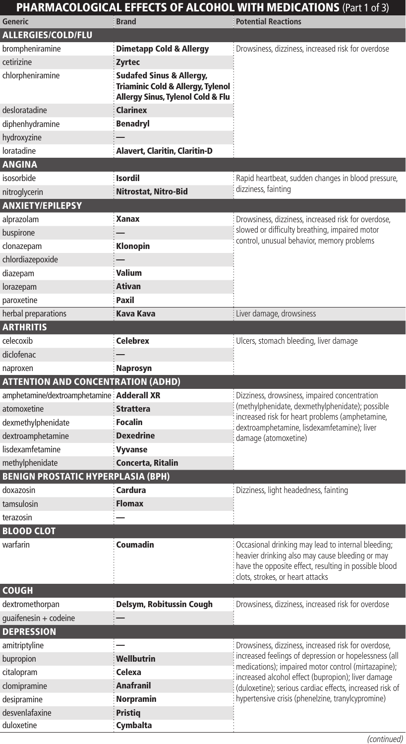## PHARMACOLOGICAL EFFECTS OF ALCOHOL WITH MEDICATIONS (Part 1 of 3)

| Generic | Brand | Potential Reactions |
|---|---|---|
| **ALLERGIES/COLD/FLU** | | |
| brompheniramine | **Dimetapp Cold & Allergy** | Drowsiness, dizziness, increased risk for overdose |
| cetirizine | **Zyrtec** | |
| chlorpheniramine | **Sudafed Sinus & Allergy, Triaminic Cold & Allergy, Tylenol Allergy Sinus, Tylenol Cold & Flu** | |
| desloratadine | **Clarinex** | |
| diphenhydramine | **Benadryl** | |
| hydroxyzine | **—** | |
| loratadine | **Alavert, Claritin, Claritin-D** | |
| **ANGINA** | | |
| isosorbide | **Isordil** | Rapid heartbeat, sudden changes in blood pressure, dizziness, fainting |
| nitroglycerin | **Nitrostat, Nitro-Bid** | |
| **ANXIETY/EPILEPSY** | | |
| alprazolam | **Xanax** | Drowsiness, dizziness, increased risk for overdose, slowed or difficulty breathing, impaired motor control, unusual behavior, memory problems |
| buspirone | **—** | |
| clonazepam | **Klonopin** | |
| chlordiazepoxide | **—** | |
| diazepam | **Valium** | |
| lorazepam | **Ativan** | |
| paroxetine | **Paxil** | |
| herbal preparations | **Kava Kava** | Liver damage, drowsiness |
| **ARTHRITIS** | | |
| celecoxib | **Celebrex** | Ulcers, stomach bleeding, liver damage |
| diclofenac | **—** | |
| naproxen | **Naprosyn** | |
| **ATTENTION AND CONCENTRATION (ADHD)** | | |
| amphetamine/dextroamphetamine | **Adderall XR** | Dizziness, drowsiness, impaired concentration (methylphenidate, dexmethylphenidate); possible increased risk for heart problems (amphetamine, dextroamphetamine, lisdexamfetamine); liver damage (atomoxetine) |
| atomoxetine | **Strattera** | |
| dexmethylphenidate | **Focalin** | |
| dextroamphetamine | **Dexedrine** | |
| lisdexamfetamine | **Vyvanse** | |
| methylphenidate | **Concerta, Ritalin** | |
| **BENIGN PROSTATIC HYPERPLASIA (BPH)** | | |
| doxazosin | **Cardura** | Dizziness, light headedness, fainting |
| tamsulosin | **Flomax** | |
| terazosin | **—** | |
| **BLOOD CLOT** | | |
| warfarin | **Coumadin** | Occasional drinking may lead to internal bleeding; heavier drinking also may cause bleeding or may have the opposite effect, resulting in possible blood clots, strokes, or heart attacks |
| **COUGH** | | |
| dextromethorpan | **Delsym, Robitussin Cough** | Drowsiness, dizziness, increased risk for overdose |
| guaifenesin + codeine | **—** | |
| **DEPRESSION** | | |
| amitriptyline | **—** | Drowsiness, dizziness, increased risk for overdose, increased feelings of depression or hopelessness (all medications); impaired motor control (mirtazapine); increased alcohol effect (bupropion); liver damage (duloxetine); serious cardiac effects, increased risk of hypertensive crisis (phenelzine, tranylcypromine) |
| bupropion | **Wellbutrin** | |
| citalopram | **Celexa** | |
| clomipramine | **Anafranil** | |
| desipramine | **Norpramin** | |
| desvenlafaxine | **Pristiq** | |
| duloxetine | **Cymbalta** | |

*(continued)*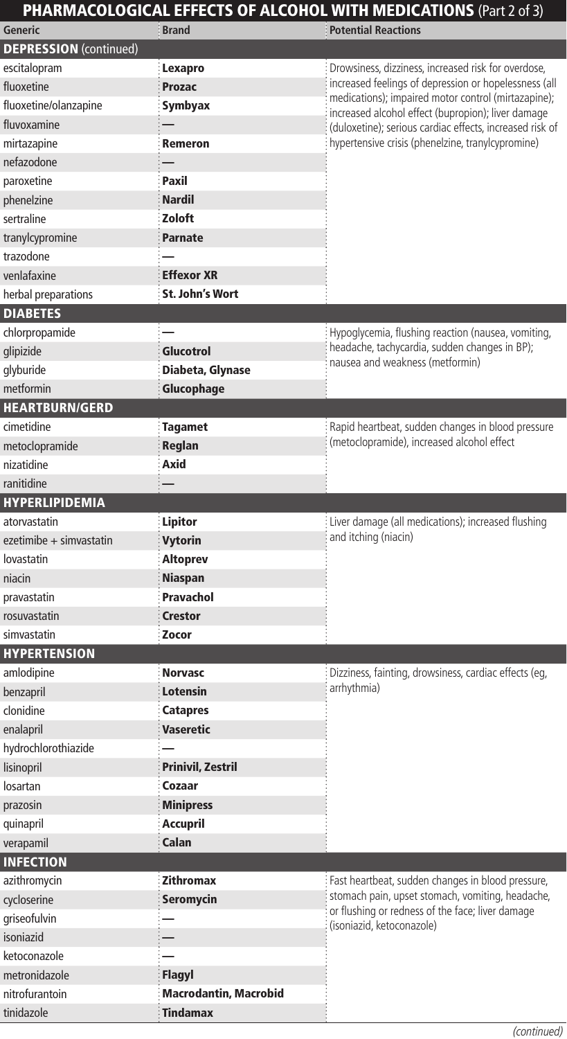# PHARMACOLOGICAL EFFECTS OF ALCOHOL WITH MEDICATIONS (Part 2 of 3)

| Generic | Brand | Potential Reactions |
|---|---|---|
| **DEPRESSION** (continued) | | |
| escitalopram | **Lexapro** | Drowsiness, dizziness, increased risk for overdose, increased feelings of depression or hopelessness (all medications); impaired motor control (mirtazapine); increased alcohol effect (bupropion); liver damage (duloxetine); serious cardiac effects, increased risk of hypertensive crisis (phenelzine, tranylcypromine) |
| fluoxetine | **Prozac** | |
| fluoxetine/olanzapine | **Symbyax** | |
| fluvoxamine | — | |
| mirtazapine | **Remeron** | |
| nefazodone | — | |
| paroxetine | **Paxil** | |
| phenelzine | **Nardil** | |
| sertraline | **Zoloft** | |
| tranylcypromine | **Parnate** | |
| trazodone | — | |
| venlafaxine | **Effexor XR** | |
| herbal preparations | **St. John's Wort** | |
| **DIABETES** | | |
| chlorpropamide | — | Hypoglycemia, flushing reaction (nausea, vomiting, headache, tachycardia, sudden changes in BP); nausea and weakness (metformin) |
| glipizide | **Glucotrol** | |
| glyburide | **Diabeta, Glynase** | |
| metformin | **Glucophage** | |
| **HEARTBURN/GERD** | | |
| cimetidine | **Tagamet** | Rapid heartbeat, sudden changes in blood pressure (metoclopramide), increased alcohol effect |
| metoclopramide | **Reglan** | |
| nizatidine | **Axid** | |
| ranitidine | — | |
| **HYPERLIPIDEMIA** | | |
| atorvastatin | **Lipitor** | Liver damage (all medications); increased flushing and itching (niacin) |
| ezetimibe + simvastatin | **Vytorin** | |
| lovastatin | **Altoprev** | |
| niacin | **Niaspan** | |
| pravastatin | **Pravachol** | |
| rosuvastatin | **Crestor** | |
| simvastatin | **Zocor** | |
| **HYPERTENSION** | | |
| amlodipine | **Norvasc** | Dizziness, fainting, drowsiness, cardiac effects (eg, arrhythmia) |
| benzapril | **Lotensin** | |
| clonidine | **Catapres** | |
| enalapril | **Vaseretic** | |
| hydrochlorothiazide | — | |
| lisinopril | **Prinivil, Zestril** | |
| losartan | **Cozaar** | |
| prazosin | **Minipress** | |
| quinapril | **Accupril** | |
| verapamil | **Calan** | |
| **INFECTION** | | |
| azithromycin | **Zithromax** | Fast heartbeat, sudden changes in blood pressure, stomach pain, upset stomach, vomiting, headache, or flushing or redness of the face; liver damage (isoniazid, ketoconazole) |
| cycloserine | **Seromycin** | |
| griseofulvin | — | |
| isoniazid | — | |
| ketoconazole | — | |
| metronidazole | **Flagyl** | |
| nitrofurantoin | **Macrodantin, Macrobid** | |
| tinidazole | **Tindamax** | |

*(continued)*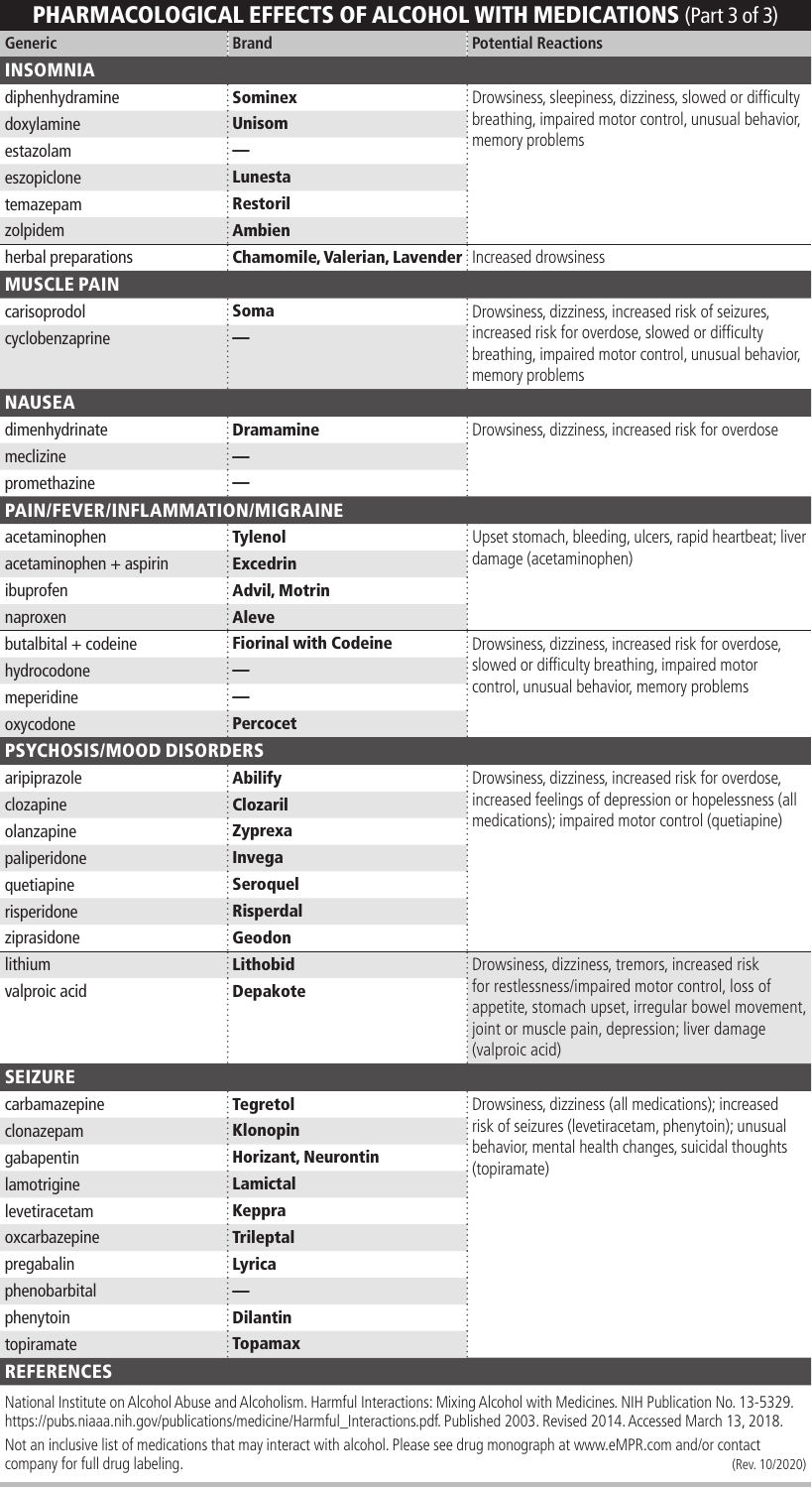# PHARMACOLOGICAL EFFECTS OF ALCOHOL WITH MEDICATIONS (Part 3 of 3)

| Generic | Brand | Potential Reactions |
|---|---|---|
| **INSOMNIA** | | |
| diphenhydramine | **Sominex** | Drowsiness, sleepiness, dizziness, slowed or difficulty breathing, impaired motor control, unusual behavior, memory problems |
| doxylamine | **Unisom** | |
| estazolam | — | |
| eszopiclone | **Lunesta** | |
| temazepam | **Restoril** | |
| zolpidem | **Ambien** | |
| herbal preparations | **Chamomile, Valerian, Lavender** | Increased drowsiness |
| **MUSCLE PAIN** | | |
| carisoprodol | **Soma** | Drowsiness, dizziness, increased risk of seizures, increased risk for overdose, slowed or difficulty breathing, impaired motor control, unusual behavior, memory problems |
| cyclobenzaprine | — | |
| **NAUSEA** | | |
| dimenhydrinate | **Dramamine** | Drowsiness, dizziness, increased risk for overdose |
| meclizine | — | |
| promethazine | — | |
| **PAIN/FEVER/INFLAMMATION/MIGRAINE** | | |
| acetaminophen | **Tylenol** | Upset stomach, bleeding, ulcers, rapid heartbeat; liver damage (acetaminophen) |
| acetaminophen + aspirin | **Excedrin** | |
| ibuprofen | **Advil, Motrin** | |
| naproxen | **Aleve** | |
| butalbital + codeine | **Fiorinal with Codeine** | Drowsiness, dizziness, increased risk for overdose, slowed or difficulty breathing, impaired motor control, unusual behavior, memory problems |
| hydrocodone | — | |
| meperidine | — | |
| oxycodone | **Percocet** | |
| **PSYCHOSIS/MOOD DISORDERS** | | |
| aripiprazole | **Abilify** | Drowsiness, dizziness, increased risk for overdose, increased feelings of depression or hopelessness (all medications); impaired motor control (quetiapine) |
| clozapine | **Clozaril** | |
| olanzapine | **Zyprexa** | |
| paliperidone | **Invega** | |
| quetiapine | **Seroquel** | |
| risperidone | **Risperdal** | |
| ziprasidone | **Geodon** | |
| lithium | **Lithobid** | Drowsiness, dizziness, tremors, increased risk for restlessness/impaired motor control, loss of appetite, stomach upset, irregular bowel movement, joint or muscle pain, depression; liver damage (valproic acid) |
| valproic acid | **Depakote** | |
| **SEIZURE** | | |
| carbamazepine | **Tegretol** | Drowsiness, dizziness (all medications); increased risk of seizures (levetiracetam, phenytoin); unusual behavior, mental health changes, suicidal thoughts (topiramate) |
| clonazepam | **Klonopin** | |
| gabapentin | **Horizant, Neurontin** | |
| lamotrigine | **Lamictal** | |
| levetiracetam | **Keppra** | |
| oxcarbazepine | **Trileptal** | |
| pregabalin | **Lyrica** | |
| phenobarbital | — | |
| phenytoin | **Dilantin** | |
| topiramate | **Topamax** | |

## REFERENCES

National Institute on Alcohol Abuse and Alcoholism. Harmful Interactions: Mixing Alcohol with Medicines. NIH Publication No. 13-5329. https://pubs.niaaa.nih.gov/publications/medicine/Harmful_Interactions.pdf. Published 2003. Revised 2014. Accessed March 13, 2018.

Not an inclusive list of medications that may interact with alcohol. Please see drug monograph at www.eMPR.com and/or contact company for full drug labeling.

(Rev. 10/2020)